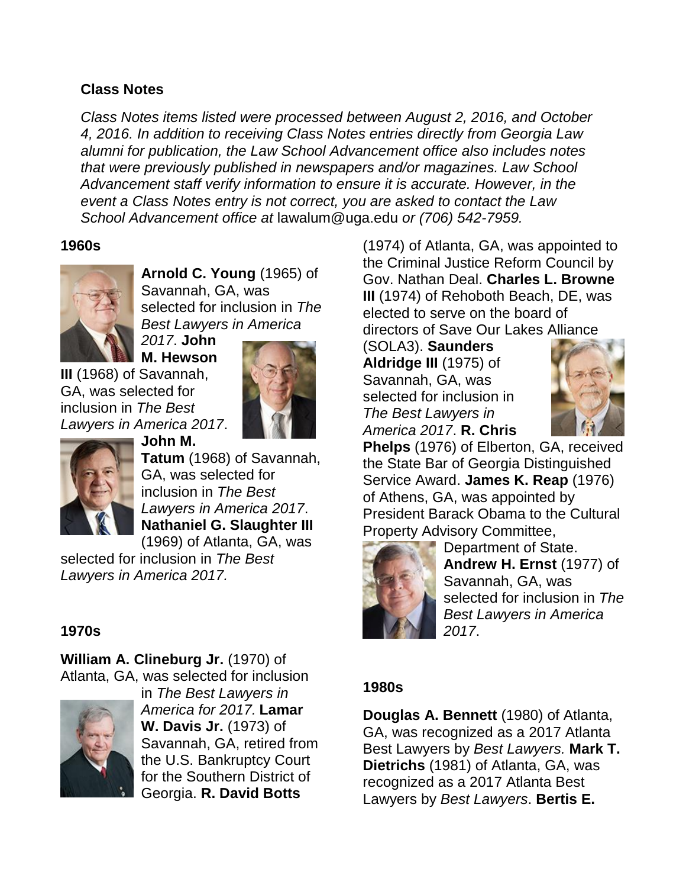**Class Notes**

*Class Notes items listed were processed between August 2, 2016, and October 4, 2016. In addition to receiving Class Notes entries directly from Georgia Law alumni for publication, the Law School Advancement office also includes notes that were previously published in newspapers and/or magazines. Law School Advancement staff verify information to ensure it is accurate. However, in the event a Class Notes entry is not correct, you are asked to contact the Law School Advancement office at* lawalum@uga.edu *or (706) 542-7959.*

## 1960s

**Arnold C. Young** (1965) of Savannah, GA, was selected for inclusion in *The Best Lawyers in America 2017*. **John M. Hewson III** (1968) of Savannah, GA, was selected for inclusion in *The Best Lawyers in America 2017*. **John M. Tatum** (1968) of Savannah, GA, was selected for inclusion in *The Best Lawyers in America 2017*. **Nathaniel G. Slaughter III** (1969) of Atlanta, GA, was selected for inclusion in *The Best Lawyers in America 2017.*

## 1970s

**William A. Clineburg Jr.** (1970) of Atlanta, GA, was selected for inclusion in *The Best Lawyers in America for 2017.* **Lamar W. Davis Jr.** (1973) of Savannah, GA, retired from the U.S. Bankruptcy Court for the Southern District of Georgia. **R. David Botts** (1974) of Atlanta, GA, was appointed to the Criminal Justice Reform Council by Gov. Nathan Deal. **Charles L. Browne III** (1974) of Rehoboth Beach, DE, was elected to serve on the board of directors of Save Our Lakes Alliance (SOLA3). **Saunders Aldridge III** (1975) of Savannah, GA, was selected for inclusion in *The Best Lawyers in America 2017*. **R. Chris Phelps** (1976) of Elberton, GA, received the State Bar of Georgia Distinguished Service Award. **James K. Reap** (1976) of Athens, GA, was appointed by President Barack Obama to the Cultural Property Advisory Committee, Department of State. **Andrew H. Ernst** (1977) of Savannah, GA, was selected for inclusion in *The Best Lawyers in America 2017*.

## 1980s

**Douglas A. Bennett** (1980) of Atlanta, GA, was recognized as a 2017 Atlanta Best Lawyers by *Best Lawyers.* **Mark T. Dietrichs** (1981) of Atlanta, GA, was recognized as a 2017 Atlanta Best Lawyers by *Best Lawyers*. **Bertis E.**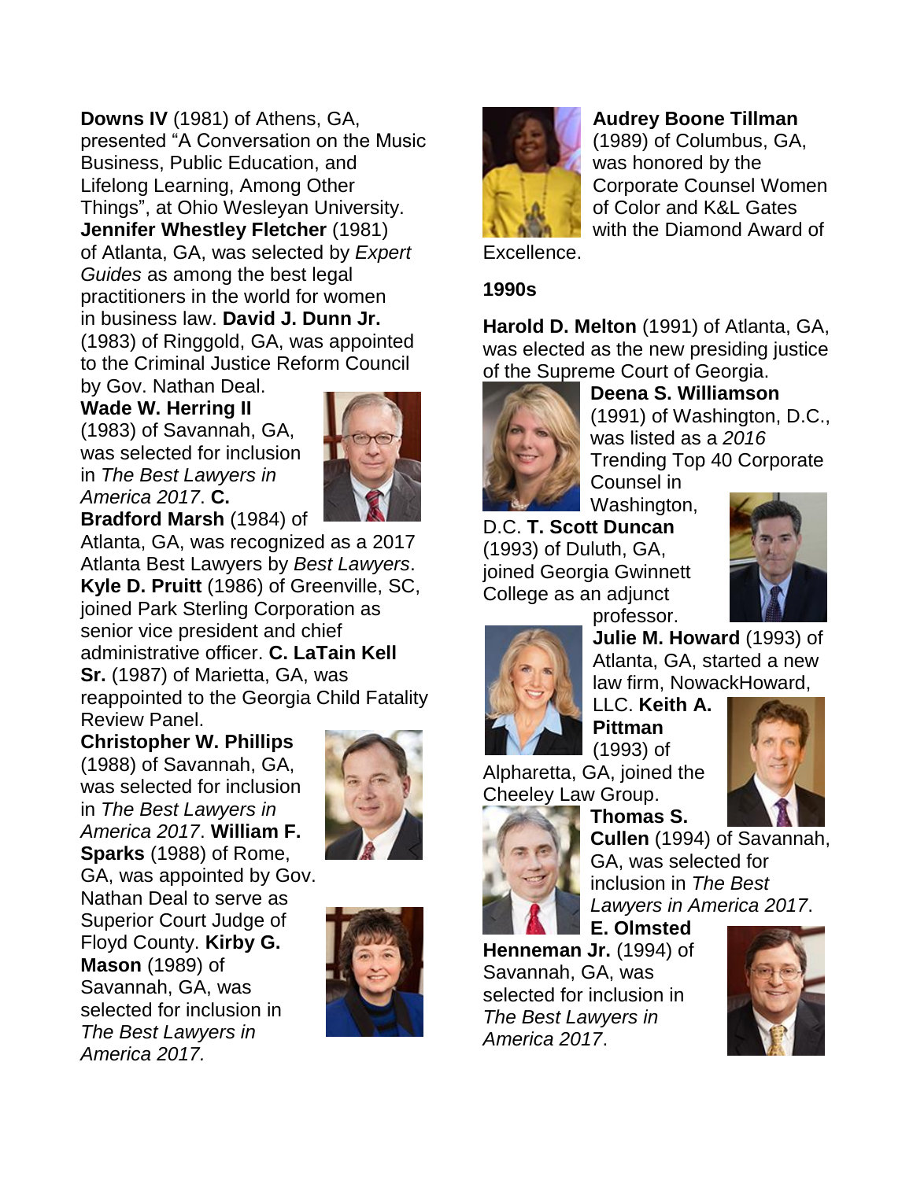**Downs IV** (1981) of Athens, GA, presented "A Conversation on the Music Business, Public Education, and Lifelong Learning, Among Other Things", at Ohio Wesleyan University. **Jennifer Whestley Fletcher** (1981) of Atlanta, GA, was selected by *Expert Guides* as among the best legal practitioners in the world for women in business law. **David J. Dunn Jr.** (1983) of Ringgold, GA, was appointed to the Criminal Justice Reform Council by Gov. Nathan Deal.

**Wade W. Herring II** (1983) of Savannah, GA, was selected for inclusion in *The Best Lawyers in America 2017*. **C. Bradford Marsh** (1984) of Atlanta, GA, was recognized as a 2017 Atlanta Best Lawyers by *Best Lawyers*. **Kyle D. Pruitt** (1986) of Greenville, SC, joined Park Sterling Corporation as senior vice president and chief administrative officer. **C. LaTain Kell Sr.** (1987) of Marietta, GA, was reappointed to the Georgia Child Fatality Review Panel.

**Christopher W. Phillips** (1988) of Savannah, GA, was selected for inclusion in *The Best Lawyers in America 2017*. **William F. Sparks** (1988) of Rome, GA, was appointed by Gov. Nathan Deal to serve as Superior Court Judge of Floyd County. **Kirby G. Mason** (1989) of Savannah, GA, was selected for inclusion in *The Best Lawyers in America 2017*.

**Audrey Boone Tillman** (1989) of Columbus, GA, was honored by the Corporate Counsel Women of Color and K&L Gates with the Diamond Award of Excellence.

**1990s**

**Harold D. Melton** (1991) of Atlanta, GA, was elected as the new presiding justice of the Supreme Court of Georgia. **Deena S. Williamson** (1991) of Washington, D.C., was listed as a *2016* Trending Top 40 Corporate Counsel in Washington, D.C. **T. Scott Duncan** (1993) of Duluth, GA, joined Georgia Gwinnett College as an adjunct professor. **Julie M. Howard** (1993) of Atlanta, GA, started a new law firm, NowackHoward, LLC. **Keith A. Pittman** (1993) of Alpharetta, GA, joined the Cheeley Law Group. **Thomas S. Cullen** (1994) of Savannah, GA, was selected for inclusion in *The Best Lawyers in America 2017*. **E. Olmsted Henneman Jr.** (1994) of Savannah, GA, was selected for inclusion in *The Best Lawyers in America 2017*.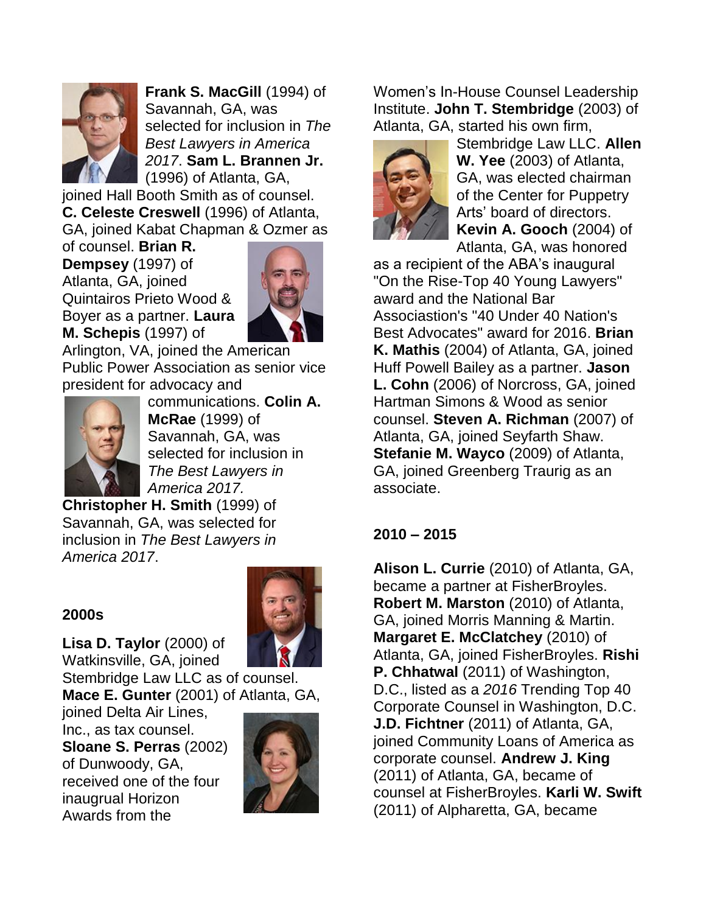**Frank S. MacGill** (1994) of Savannah, GA, was selected for inclusion in *The Best Lawyers in America 2017*. **Sam L. Brannen Jr.** (1996) of Atlanta, GA, joined Hall Booth Smith as of counsel. **C. Celeste Creswell** (1996) of Atlanta, GA, joined Kabat Chapman & Ozmer as of counsel. **Brian R. Dempsey** (1997) of Atlanta, GA, joined Quintairos Prieto Wood & Boyer as a partner. **Laura M. Schepis** (1997) of Arlington, VA, joined the American Public Power Association as senior vice president for advocacy and communications. **Colin A. McRae** (1999) of Savannah, GA, was selected for inclusion in *The Best Lawyers in America 2017.* **Christopher H. Smith** (1999) of Savannah, GA, was selected for inclusion in *The Best Lawyers in America 2017*.

### 2000s

**Lisa D. Taylor** (2000) of Watkinsville, GA, joined Stembridge Law LLC as of counsel. **Mace E. Gunter** (2001) of Atlanta, GA, joined Delta Air Lines, Inc., as tax counsel. **Sloane S. Perras** (2002) of Dunwoody, GA, received one of the four inaugrual Horizon Awards from the Women's In-House Counsel Leadership Institute. **John T. Stembridge** (2003) of Atlanta, GA, started his own firm, Stembridge Law LLC. **Allen W. Yee** (2003) of Atlanta, GA, was elected chairman of the Center for Puppetry Arts' board of directors. **Kevin A. Gooch** (2004) of Atlanta, GA, was honored as a recipient of the ABA's inaugural "On the Rise-Top 40 Young Lawyers" award and the National Bar Associastion's "40 Under 40 Nation's Best Advocates" award for 2016. **Brian K. Mathis** (2004) of Atlanta, GA, joined Huff Powell Bailey as a partner. **Jason L. Cohn** (2006) of Norcross, GA, joined Hartman Simons & Wood as senior counsel. **Steven A. Richman** (2007) of Atlanta, GA, joined Seyfarth Shaw. **Stefanie M. Wayco** (2009) of Atlanta, GA, joined Greenberg Traurig as an associate.

### 2010 – 2015

**Alison L. Currie** (2010) of Atlanta, GA, became a partner at FisherBroyles. **Robert M. Marston** (2010) of Atlanta, GA, joined Morris Manning & Martin. **Margaret E. McClatchey** (2010) of Atlanta, GA, joined FisherBroyles. **Rishi P. Chhatwal** (2011) of Washington, D.C., listed as a *2016* Trending Top 40 Corporate Counsel in Washington, D.C. **J.D. Fichtner** (2011) of Atlanta, GA, joined Community Loans of America as corporate counsel. **Andrew J. King** (2011) of Atlanta, GA, became of counsel at FisherBroyles. **Karli W. Swift** (2011) of Alpharetta, GA, became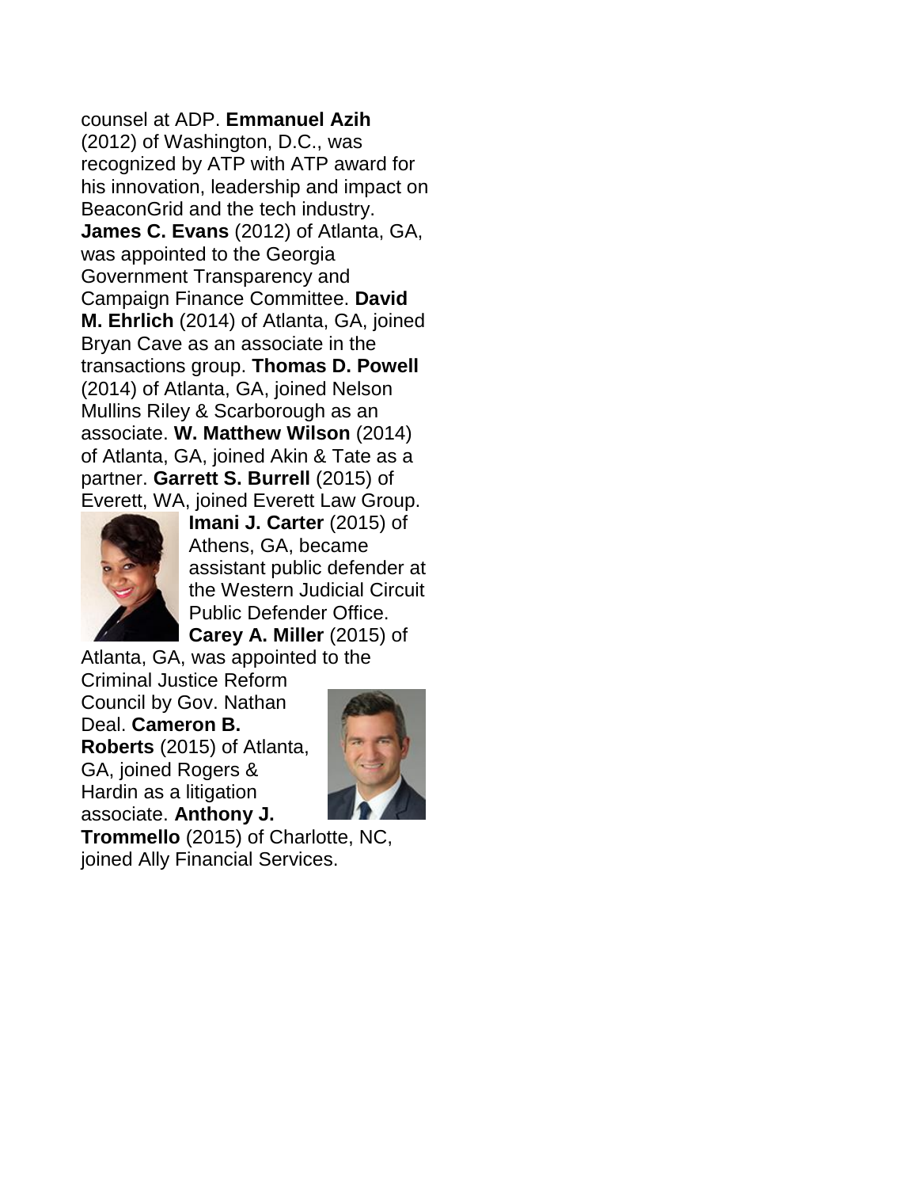counsel at ADP. **Emmanuel Azih** (2012) of Washington, D.C., was recognized by ATP with ATP award for his innovation, leadership and impact on BeaconGrid and the tech industry. **James C. Evans** (2012) of Atlanta, GA, was appointed to the Georgia Government Transparency and Campaign Finance Committee. **David M. Ehrlich** (2014) of Atlanta, GA, joined Bryan Cave as an associate in the transactions group. **Thomas D. Powell** (2014) of Atlanta, GA, joined Nelson Mullins Riley & Scarborough as an associate. **W. Matthew Wilson** (2014) of Atlanta, GA, joined Akin & Tate as a partner. **Garrett S. Burrell** (2015) of Everett, WA, joined Everett Law Group. **Imani J. Carter** (2015) of Athens, GA, became assistant public defender at the Western Judicial Circuit Public Defender Office. **Carey A. Miller** (2015) of Atlanta, GA, was appointed to the Criminal Justice Reform Council by Gov. Nathan Deal. **Cameron B. Roberts** (2015) of Atlanta, GA, joined Rogers & Hardin as a litigation associate. **Anthony J. Trommello** (2015) of Charlotte, NC, joined Ally Financial Services.